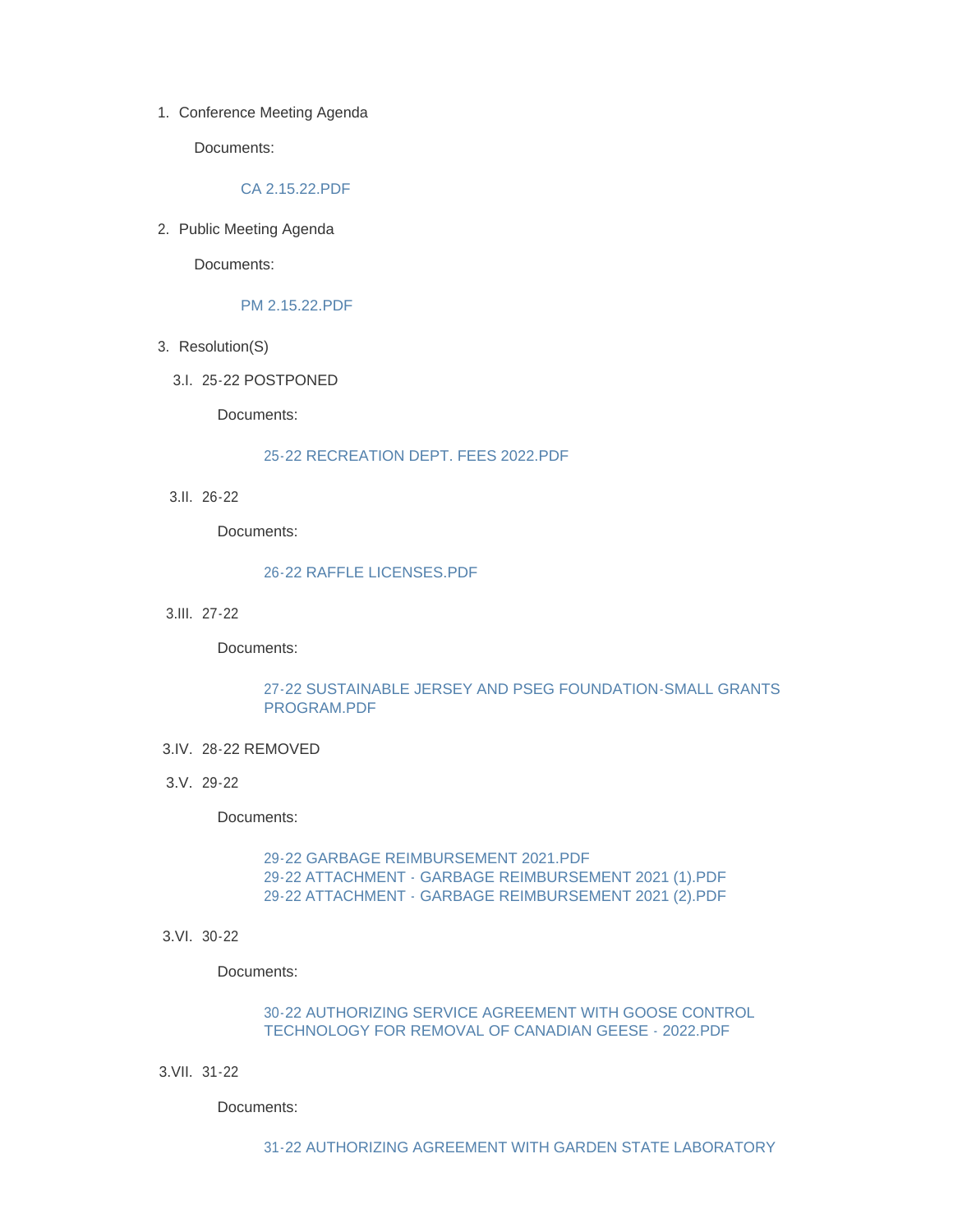1. Conference Meeting Agenda

   Documents:

   CA 2.15.22.PDF

2. Public Meeting Agenda

   Documents:

   PM 2.15.22.PDF

3. Resolution(S)

   3.I. 25-22 POSTPONED

   Documents:

   25-22 RECREATION DEPT. FEES 2022.PDF

   3.II. 26-22

   Documents:

   26-22 RAFFLE LICENSES.PDF

   3.III. 27-22

   Documents:

   27-22 SUSTAINABLE JERSEY AND PSEG FOUNDATION-SMALL GRANTS PROGRAM.PDF

   3.IV. 28-22 REMOVED

   3.V. 29-22

   Documents:

   29-22 GARBAGE REIMBURSEMENT 2021.PDF
   29-22 ATTACHMENT - GARBAGE REIMBURSEMENT 2021 (1).PDF
   29-22 ATTACHMENT - GARBAGE REIMBURSEMENT 2021 (2).PDF

   3.VI. 30-22

   Documents:

   30-22 AUTHORIZING SERVICE AGREEMENT WITH GOOSE CONTROL TECHNOLOGY FOR REMOVAL OF CANADIAN GEESE - 2022.PDF

   3.VII. 31-22

   Documents:

   31-22 AUTHORIZING AGREEMENT WITH GARDEN STATE LABORATORY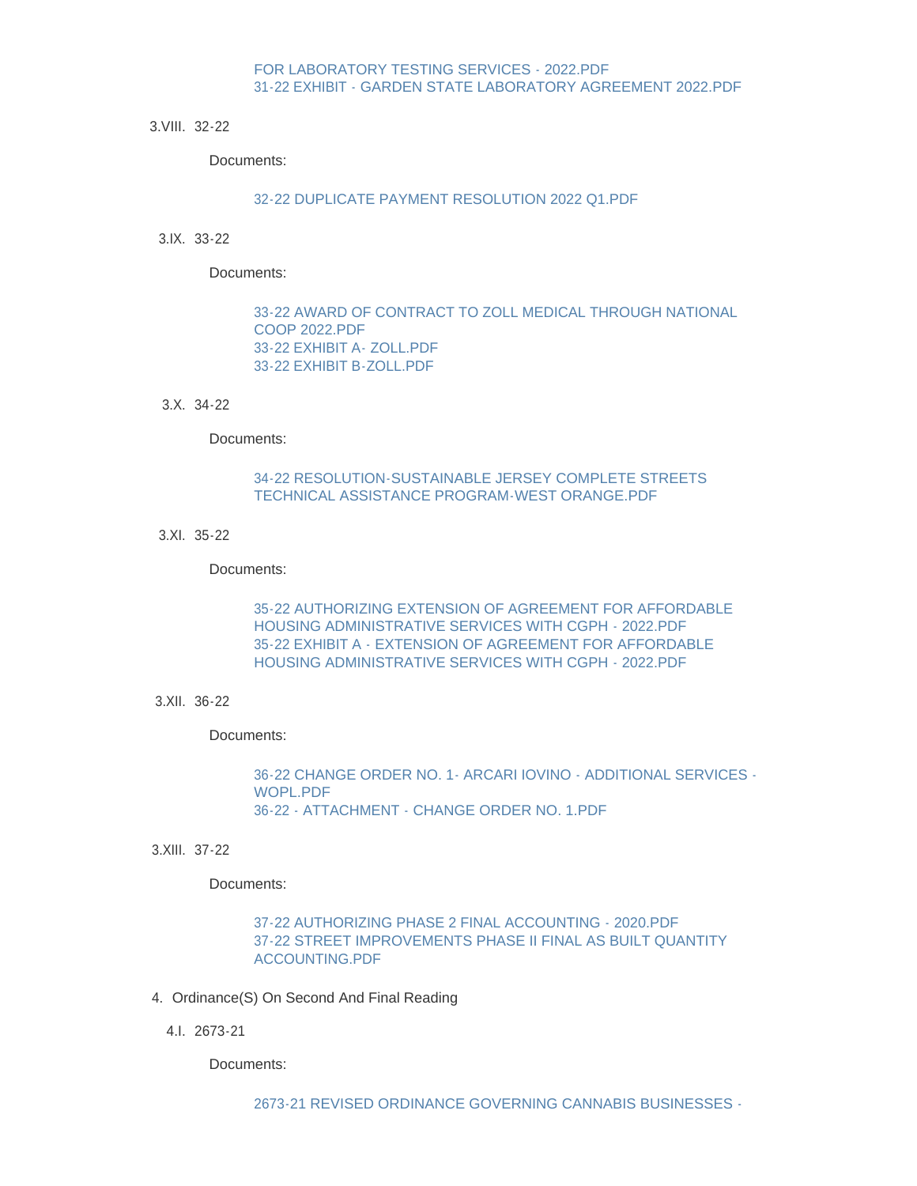FOR LABORATORY TESTING SERVICES - 2022.PDF
31-22 EXHIBIT - GARDEN STATE LABORATORY AGREEMENT 2022.PDF

3.VIII. 32-22

Documents:

32-22 DUPLICATE PAYMENT RESOLUTION 2022 Q1.PDF

3.IX. 33-22

Documents:

33-22 AWARD OF CONTRACT TO ZOLL MEDICAL THROUGH NATIONAL COOP 2022.PDF
33-22 EXHIBIT A- ZOLL.PDF
33-22 EXHIBIT B-ZOLL.PDF

3.X. 34-22

Documents:

34-22 RESOLUTION-SUSTAINABLE JERSEY COMPLETE STREETS TECHNICAL ASSISTANCE PROGRAM-WEST ORANGE.PDF

3.XI. 35-22

Documents:

35-22 AUTHORIZING EXTENSION OF AGREEMENT FOR AFFORDABLE HOUSING ADMINISTRATIVE SERVICES WITH CGPH - 2022.PDF
35-22 EXHIBIT A - EXTENSION OF AGREEMENT FOR AFFORDABLE HOUSING ADMINISTRATIVE SERVICES WITH CGPH - 2022.PDF

3.XII. 36-22

Documents:

36-22 CHANGE ORDER NO. 1- ARCARI IOVINO - ADDITIONAL SERVICES - WOPL.PDF
36-22 - ATTACHMENT - CHANGE ORDER NO. 1.PDF

3.XIII. 37-22

Documents:

37-22 AUTHORIZING PHASE 2 FINAL ACCOUNTING - 2020.PDF
37-22 STREET IMPROVEMENTS PHASE II FINAL AS BUILT QUANTITY ACCOUNTING.PDF

4. Ordinance(S) On Second And Final Reading

4.I. 2673-21

Documents:

2673-21 REVISED ORDINANCE GOVERNING CANNABIS BUSINESSES -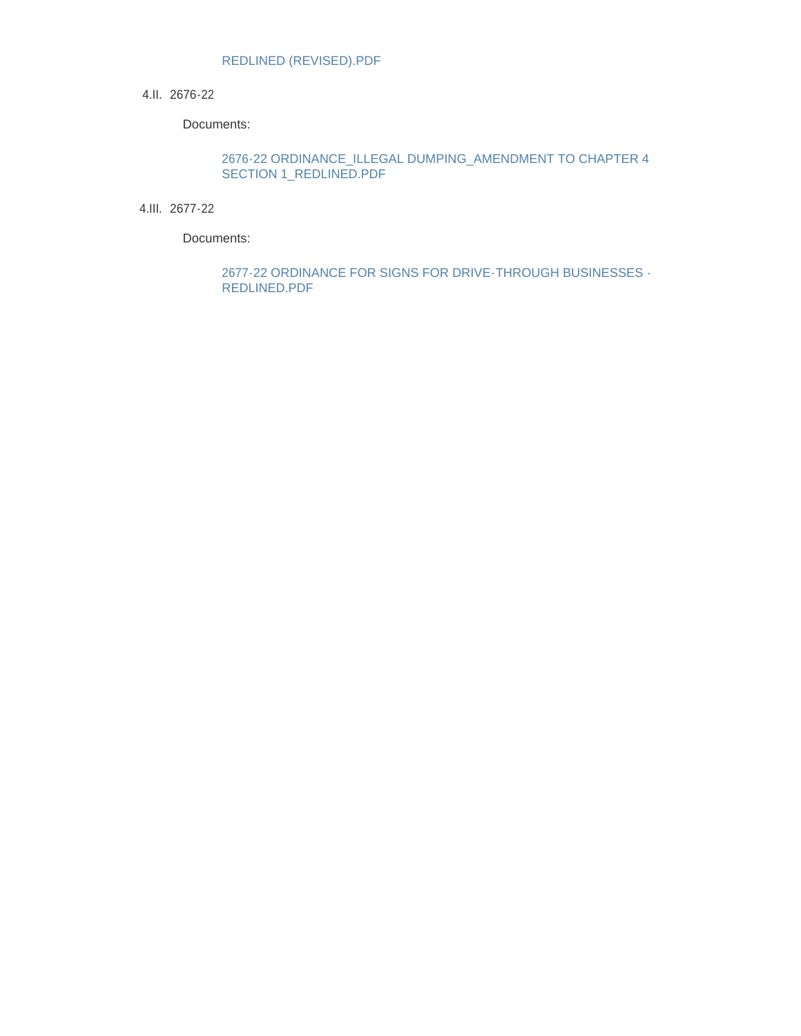REDLINED (REVISED).PDF

4.II. 2676-22

Documents:

2676-22 ORDINANCE_ILLEGAL DUMPING_AMENDMENT TO CHAPTER 4 SECTION 1_REDLINED.PDF

4.III. 2677-22

Documents:

2677-22 ORDINANCE FOR SIGNS FOR DRIVE-THROUGH BUSINESSES - REDLINED.PDF